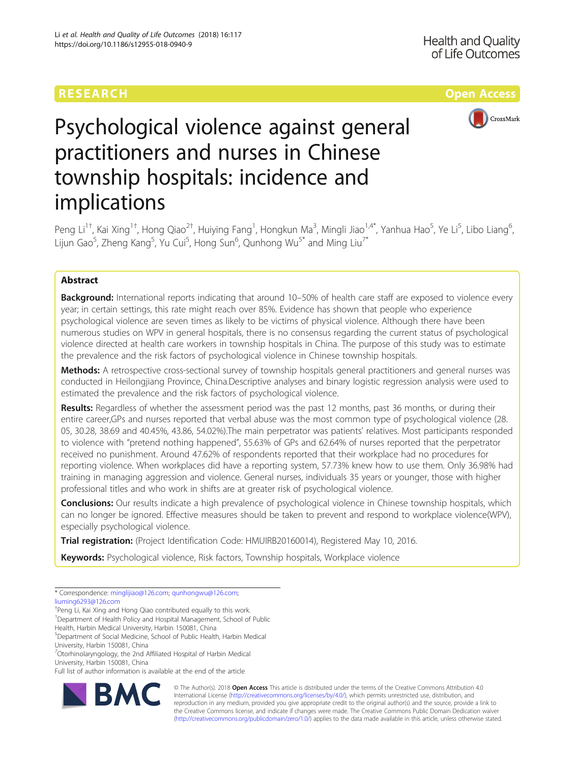RESEARCH

Open Access

# Psychological violence against general practitioners and nurses in Chinese township hospitals: incidence and implications

Peng Li[1†], Kai Xing[1†], Hong Qiao[2†], Huiying Fang[1], Hongkun Ma[3], Mingli Jiao[1,4*], Yanhua Hao[5], Ye Li[5], Libo Liang[6], Lijun Gao[5], Zheng Kang[5], Yu Cui[5], Hong Sun[6], Qunhong Wu[5*] and Ming Liu[7*]

## Abstract

**Background:** International reports indicating that around 10–50% of health care staff are exposed to violence every year; in certain settings, this rate might reach over 85%. Evidence has shown that people who experience psychological violence are seven times as likely to be victims of physical violence. Although there have been numerous studies on WPV in general hospitals, there is no consensus regarding the current status of psychological violence directed at health care workers in township hospitals in China. The purpose of this study was to estimate the prevalence and the risk factors of psychological violence in Chinese township hospitals.

**Methods:** A retrospective cross-sectional survey of township hospitals general practitioners and general nurses was conducted in Heilongjiang Province, China.Descriptive analyses and binary logistic regression analysis were used to estimated the prevalence and the risk factors of psychological violence.

**Results:** Regardless of whether the assessment period was the past 12 months, past 36 months, or during their entire career,GPs and nurses reported that verbal abuse was the most common type of psychological violence (28.05, 30.28, 38.69 and 40.45%, 43.86, 54.02%).The main perpetrator was patients' relatives. Most participants responded to violence with "pretend nothing happened", 55.63% of GPs and 62.64% of nurses reported that the perpetrator received no punishment. Around 47.62% of respondents reported that their workplace had no procedures for reporting violence. When workplaces did have a reporting system, 57.73% knew how to use them. Only 36.98% had training in managing aggression and violence. General nurses, individuals 35 years or younger, those with higher professional titles and who work in shifts are at greater risk of psychological violence.

**Conclusions:** Our results indicate a high prevalence of psychological violence in Chinese township hospitals, which can no longer be ignored. Effective measures should be taken to prevent and respond to workplace violence(WPV), especially psychological violence.

**Trial registration:** (Project Identification Code: HMUIRB20160014), Registered May 10, 2016.

**Keywords:** Psychological violence, Risk factors, Township hospitals, Workplace violence

---

* Correspondence: minglijiao@126.com; qunhongwu@126.com; liuming6293@126.com

†Peng Li, Kai Xing and Hong Qiao contributed equally to this work.

[1]Department of Health Policy and Hospital Management, School of Public Health, Harbin Medical University, Harbin 150081, China

[5]Department of Social Medicine, School of Public Health, Harbin Medical University, Harbin 150081, China

[7]Otorhinolaryngology, the 2nd Affiliated Hospital of Harbin Medical University, Harbin 150081, China

Full list of author information is available at the end of the article

© The Author(s). 2018 **Open Access** This article is distributed under the terms of the Creative Commons Attribution 4.0 International License (http://creativecommons.org/licenses/by/4.0/), which permits unrestricted use, distribution, and reproduction in any medium, provided you give appropriate credit to the original author(s) and the source, provide a link to the Creative Commons license, and indicate if changes were made. The Creative Commons Public Domain Dedication waiver (http://creativecommons.org/publicdomain/zero/1.0/) applies to the data made available in this article, unless otherwise stated.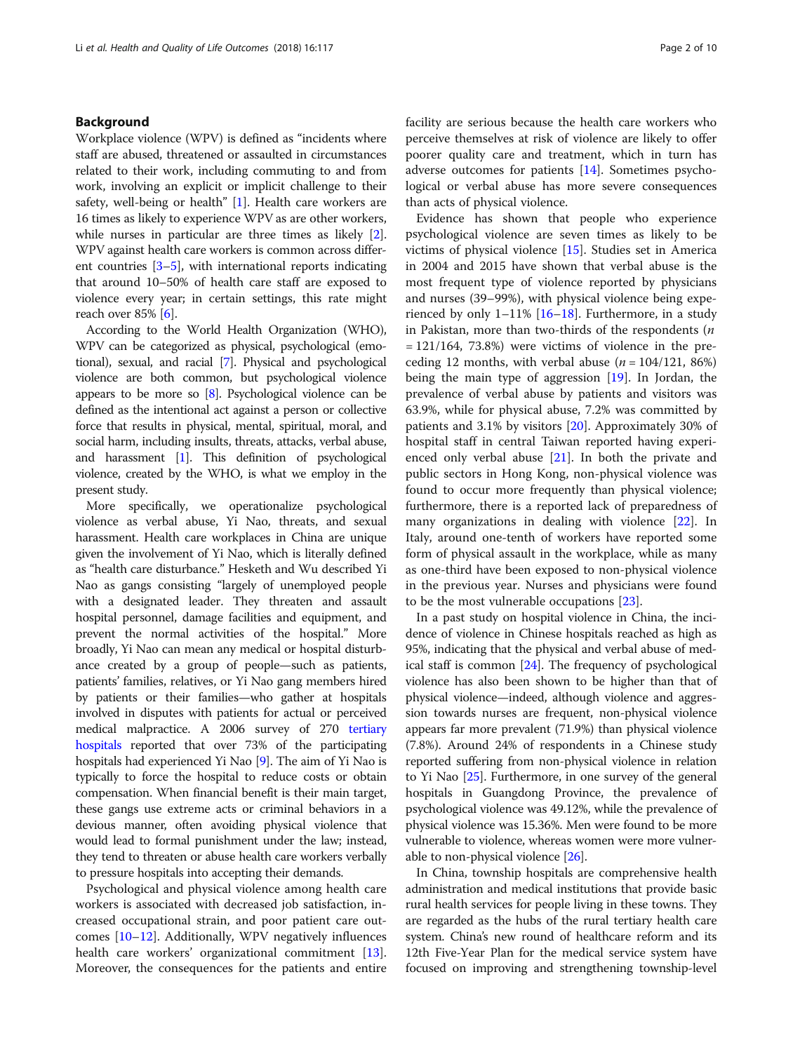## Background

Workplace violence (WPV) is defined as "incidents where staff are abused, threatened or assaulted in circumstances related to their work, including commuting to and from work, involving an explicit or implicit challenge to their safety, well-being or health" [1]. Health care workers are 16 times as likely to experience WPV as are other workers, while nurses in particular are three times as likely [2]. WPV against health care workers is common across different countries [3–5], with international reports indicating that around 10–50% of health care staff are exposed to violence every year; in certain settings, this rate might reach over 85% [6].

According to the World Health Organization (WHO), WPV can be categorized as physical, psychological (emotional), sexual, and racial [7]. Physical and psychological violence are both common, but psychological violence appears to be more so [8]. Psychological violence can be defined as the intentional act against a person or collective force that results in physical, mental, spiritual, moral, and social harm, including insults, threats, attacks, verbal abuse, and harassment [1]. This definition of psychological violence, created by the WHO, is what we employ in the present study.

More specifically, we operationalize psychological violence as verbal abuse, Yi Nao, threats, and sexual harassment. Health care workplaces in China are unique given the involvement of Yi Nao, which is literally defined as "health care disturbance." Hesketh and Wu described Yi Nao as gangs consisting "largely of unemployed people with a designated leader. They threaten and assault hospital personnel, damage facilities and equipment, and prevent the normal activities of the hospital." More broadly, Yi Nao can mean any medical or hospital disturbance created by a group of people—such as patients, patients' families, relatives, or Yi Nao gang members hired by patients or their families—who gather at hospitals involved in disputes with patients for actual or perceived medical malpractice. A 2006 survey of 270 tertiary hospitals reported that over 73% of the participating hospitals had experienced Yi Nao [9]. The aim of Yi Nao is typically to force the hospital to reduce costs or obtain compensation. When financial benefit is their main target, these gangs use extreme acts or criminal behaviors in a devious manner, often avoiding physical violence that would lead to formal punishment under the law; instead, they tend to threaten or abuse health care workers verbally to pressure hospitals into accepting their demands.

Psychological and physical violence among health care workers is associated with decreased job satisfaction, increased occupational strain, and poor patient care outcomes [10–12]. Additionally, WPV negatively influences health care workers' organizational commitment [13]. Moreover, the consequences for the patients and entire facility are serious because the health care workers who perceive themselves at risk of violence are likely to offer poorer quality care and treatment, which in turn has adverse outcomes for patients [14]. Sometimes psychological or verbal abuse has more severe consequences than acts of physical violence.

Evidence has shown that people who experience psychological violence are seven times as likely to be victims of physical violence [15]. Studies set in America in 2004 and 2015 have shown that verbal abuse is the most frequent type of violence reported by physicians and nurses (39–99%), with physical violence being experienced by only 1–11% [16–18]. Furthermore, in a study in Pakistan, more than two-thirds of the respondents ($n$ = 121/164, 73.8%) were victims of violence in the preceding 12 months, with verbal abuse ($n$ = 104/121, 86%) being the main type of aggression [19]. In Jordan, the prevalence of verbal abuse by patients and visitors was 63.9%, while for physical abuse, 7.2% was committed by patients and 3.1% by visitors [20]. Approximately 30% of hospital staff in central Taiwan reported having experienced only verbal abuse [21]. In both the private and public sectors in Hong Kong, non-physical violence was found to occur more frequently than physical violence; furthermore, there is a reported lack of preparedness of many organizations in dealing with violence [22]. In Italy, around one-tenth of workers have reported some form of physical assault in the workplace, while as many as one-third have been exposed to non-physical violence in the previous year. Nurses and physicians were found to be the most vulnerable occupations [23].

In a past study on hospital violence in China, the incidence of violence in Chinese hospitals reached as high as 95%, indicating that the physical and verbal abuse of medical staff is common [24]. The frequency of psychological violence has also been shown to be higher than that of physical violence—indeed, although violence and aggression towards nurses are frequent, non-physical violence appears far more prevalent (71.9%) than physical violence (7.8%). Around 24% of respondents in a Chinese study reported suffering from non-physical violence in relation to Yi Nao [25]. Furthermore, in one survey of the general hospitals in Guangdong Province, the prevalence of psychological violence was 49.12%, while the prevalence of physical violence was 15.36%. Men were found to be more vulnerable to violence, whereas women were more vulnerable to non-physical violence [26].

In China, township hospitals are comprehensive health administration and medical institutions that provide basic rural health services for people living in these towns. They are regarded as the hubs of the rural tertiary health care system. China's new round of healthcare reform and its 12th Five-Year Plan for the medical service system have focused on improving and strengthening township-level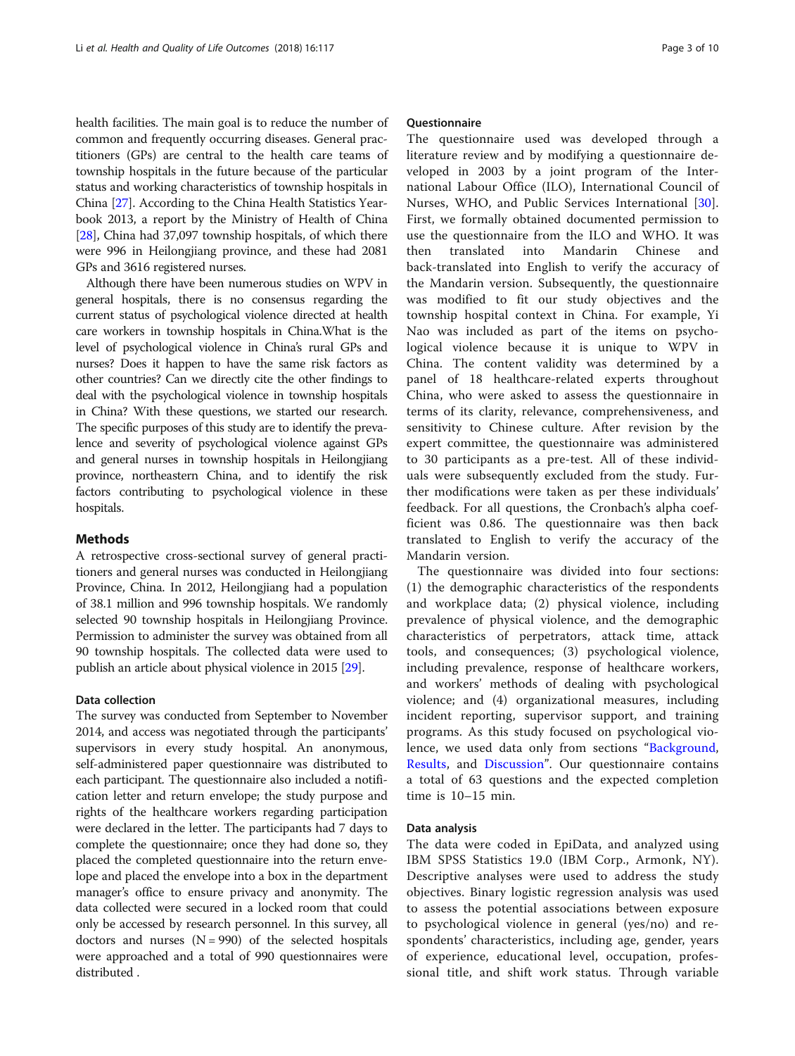health facilities. The main goal is to reduce the number of common and frequently occurring diseases. General practitioners (GPs) are central to the health care teams of township hospitals in the future because of the particular status and working characteristics of township hospitals in China [27]. According to the China Health Statistics Yearbook 2013, a report by the Ministry of Health of China [28], China had 37,097 township hospitals, of which there were 996 in Heilongjiang province, and these had 2081 GPs and 3616 registered nurses.

Although there have been numerous studies on WPV in general hospitals, there is no consensus regarding the current status of psychological violence directed at health care workers in township hospitals in China.What is the level of psychological violence in China's rural GPs and nurses? Does it happen to have the same risk factors as other countries? Can we directly cite the other findings to deal with the psychological violence in township hospitals in China? With these questions, we started our research. The specific purposes of this study are to identify the prevalence and severity of psychological violence against GPs and general nurses in township hospitals in Heilongjiang province, northeastern China, and to identify the risk factors contributing to psychological violence in these hospitals.

## Methods

A retrospective cross-sectional survey of general practitioners and general nurses was conducted in Heilongjiang Province, China. In 2012, Heilongjiang had a population of 38.1 million and 996 township hospitals. We randomly selected 90 township hospitals in Heilongjiang Province. Permission to administer the survey was obtained from all 90 township hospitals. The collected data were used to publish an article about physical violence in 2015 [29].

### Data collection

The survey was conducted from September to November 2014, and access was negotiated through the participants' supervisors in every study hospital. An anonymous, self-administered paper questionnaire was distributed to each participant. The questionnaire also included a notification letter and return envelope; the study purpose and rights of the healthcare workers regarding participation were declared in the letter. The participants had 7 days to complete the questionnaire; once they had done so, they placed the completed questionnaire into the return envelope and placed the envelope into a box in the department manager's office to ensure privacy and anonymity. The data collected were secured in a locked room that could only be accessed by research personnel. In this survey, all doctors and nurses (N = 990) of the selected hospitals were approached and a total of 990 questionnaires were distributed .

### Questionnaire

The questionnaire used was developed through a literature review and by modifying a questionnaire developed in 2003 by a joint program of the International Labour Office (ILO), International Council of Nurses, WHO, and Public Services International [30]. First, we formally obtained documented permission to use the questionnaire from the ILO and WHO. It was then translated into Mandarin Chinese and back-translated into English to verify the accuracy of the Mandarin version. Subsequently, the questionnaire was modified to fit our study objectives and the township hospital context in China. For example, Yi Nao was included as part of the items on psychological violence because it is unique to WPV in China. The content validity was determined by a panel of 18 healthcare-related experts throughout China, who were asked to assess the questionnaire in terms of its clarity, relevance, comprehensiveness, and sensitivity to Chinese culture. After revision by the expert committee, the questionnaire was administered to 30 participants as a pre-test. All of these individuals were subsequently excluded from the study. Further modifications were taken as per these individuals' feedback. For all questions, the Cronbach's alpha coefficient was 0.86. The questionnaire was then back translated to English to verify the accuracy of the Mandarin version.

The questionnaire was divided into four sections: (1) the demographic characteristics of the respondents and workplace data; (2) physical violence, including prevalence of physical violence, and the demographic characteristics of perpetrators, attack time, attack tools, and consequences; (3) psychological violence, including prevalence, response of healthcare workers, and workers' methods of dealing with psychological violence; and (4) organizational measures, including incident reporting, supervisor support, and training programs. As this study focused on psychological violence, we used data only from sections "Background, Results, and Discussion". Our questionnaire contains a total of 63 questions and the expected completion time is 10–15 min.

### Data analysis

The data were coded in EpiData, and analyzed using IBM SPSS Statistics 19.0 (IBM Corp., Armonk, NY). Descriptive analyses were used to address the study objectives. Binary logistic regression analysis was used to assess the potential associations between exposure to psychological violence in general (yes/no) and respondents' characteristics, including age, gender, years of experience, educational level, occupation, professional title, and shift work status. Through variable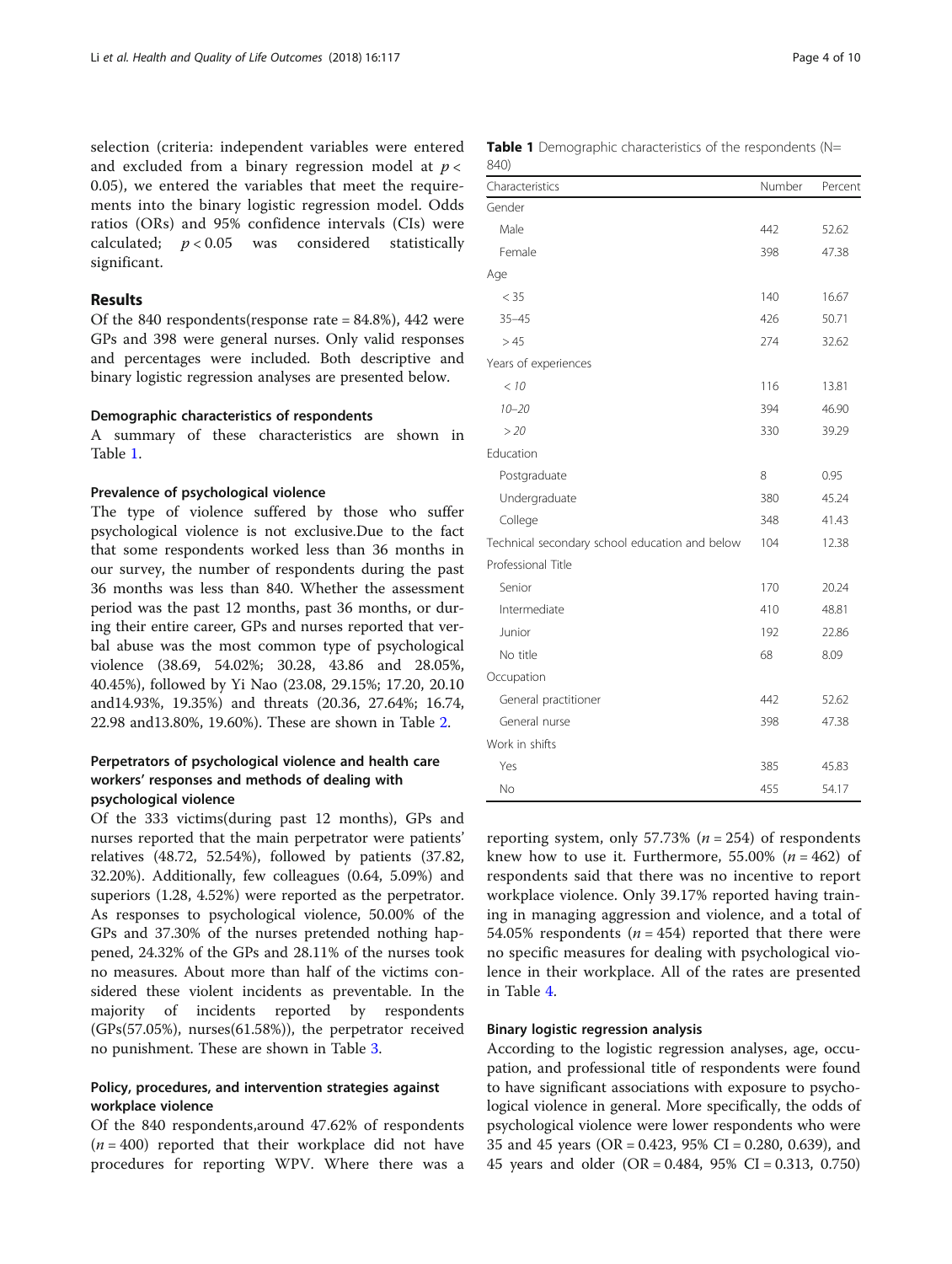selection (criteria: independent variables were entered and excluded from a binary regression model at $p < 0.05$), we entered the variables that meet the requirements into the binary logistic regression model. Odds ratios (ORs) and 95% confidence intervals (CIs) were calculated; $p < 0.05$ was considered statistically significant.

## Results

Of the 840 respondents(response rate = 84.8%), 442 were GPs and 398 were general nurses. Only valid responses and percentages were included. Both descriptive and binary logistic regression analyses are presented below.

### Demographic characteristics of respondents

A summary of these characteristics are shown in Table 1.

**Table 1** Demographic characteristics of the respondents (N= 840)

| Characteristics | Number | Percent |
|---|---|---|
| Gender | | |
| Male | 442 | 52.62 |
| Female | 398 | 47.38 |
| Age | | |
| < 35 | 140 | 16.67 |
| 35–45 | 426 | 50.71 |
| > 45 | 274 | 32.62 |
| Years of experiences | | |
| *< 10* | 116 | 13.81 |
| *10–20* | 394 | 46.90 |
| *> 20* | 330 | 39.29 |
| Education | | |
| Postgraduate | 8 | 0.95 |
| Undergraduate | 380 | 45.24 |
| College | 348 | 41.43 |
| Technical secondary school education and below | 104 | 12.38 |
| Professional Title | | |
| Senior | 170 | 20.24 |
| Intermediate | 410 | 48.81 |
| Junior | 192 | 22.86 |
| No title | 68 | 8.09 |
| Occupation | | |
| General practitioner | 442 | 52.62 |
| General nurse | 398 | 47.38 |
| Work in shifts | | |
| Yes | 385 | 45.83 |
| No | 455 | 54.17 |

### Prevalence of psychological violence

The type of violence suffered by those who suffer psychological violence is not exclusive.Due to the fact that some respondents worked less than 36 months in our survey, the number of respondents during the past 36 months was less than 840. Whether the assessment period was the past 12 months, past 36 months, or during their entire career, GPs and nurses reported that verbal abuse was the most common type of psychological violence (38.69, 54.02%; 30.28, 43.86 and 28.05%, 40.45%), followed by Yi Nao (23.08, 29.15%; 17.20, 20.10 and14.93%, 19.35%) and threats (20.36, 27.64%; 16.74, 22.98 and13.80%, 19.60%). These are shown in Table 2.

### Perpetrators of psychological violence and health care workers' responses and methods of dealing with psychological violence

Of the 333 victims(during past 12 months), GPs and nurses reported that the main perpetrator were patients' relatives (48.72, 52.54%), followed by patients (37.82, 32.20%). Additionally, few colleagues (0.64, 5.09%) and superiors (1.28, 4.52%) were reported as the perpetrator. As responses to psychological violence, 50.00% of the GPs and 37.30% of the nurses pretended nothing happened, 24.32% of the GPs and 28.11% of the nurses took no measures. About more than half of the victims considered these violent incidents as preventable. In the majority of incidents reported by respondents (GPs(57.05%), nurses(61.58%)), the perpetrator received no punishment. These are shown in Table 3.

### Policy, procedures, and intervention strategies against workplace violence

Of the 840 respondents,around 47.62% of respondents ($n = 400$) reported that their workplace did not have procedures for reporting WPV. Where there was a reporting system, only 57.73% ($n = 254$) of respondents knew how to use it. Furthermore, 55.00% ($n = 462$) of respondents said that there was no incentive to report workplace violence. Only 39.17% reported having training in managing aggression and violence, and a total of 54.05% respondents ($n = 454$) reported that there were no specific measures for dealing with psychological violence in their workplace. All of the rates are presented in Table 4.

### Binary logistic regression analysis

According to the logistic regression analyses, age, occupation, and professional title of respondents were found to have significant associations with exposure to psychological violence in general. More specifically, the odds of psychological violence were lower respondents who were 35 and 45 years (OR = 0.423, 95% CI = 0.280, 0.639), and 45 years and older (OR = 0.484, 95% CI = 0.313, 0.750)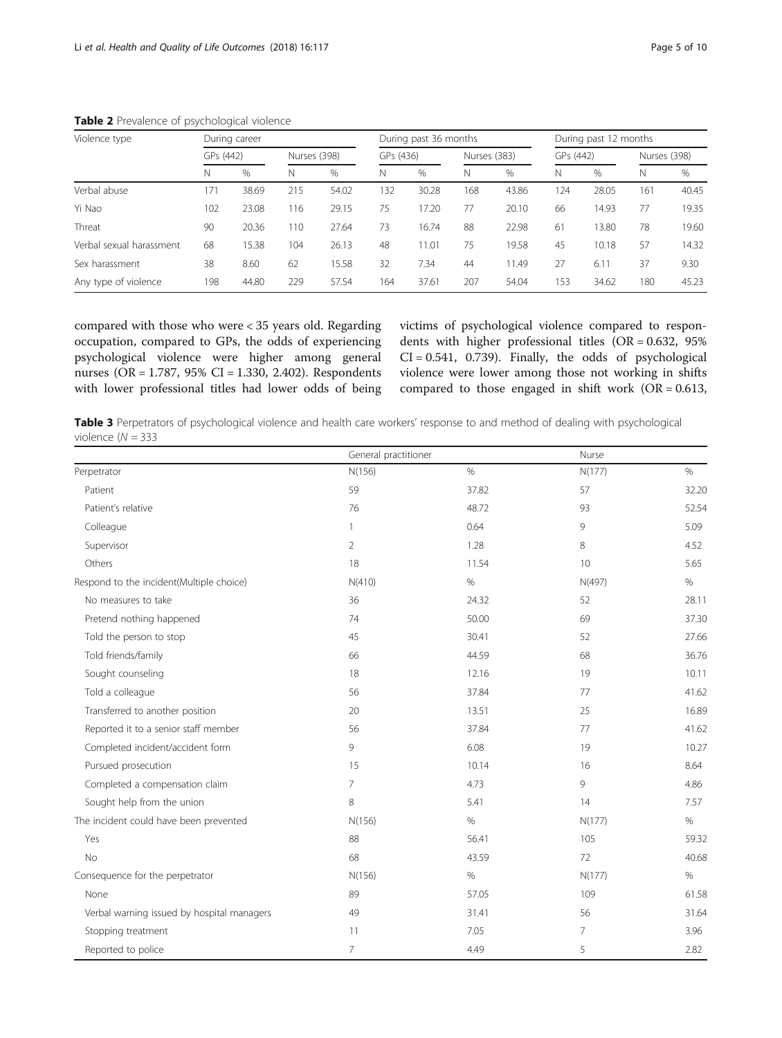**Table 2** Prevalence of psychological violence

| Violence type | During career | | | | During past 36 months | | | | During past 12 months | | | |
|---|---|---|---|---|---|---|---|---|---|---|---|---|
| | GPs (442) | | Nurses (398) | | GPs (436) | | Nurses (383) | | GPs (442) | | Nurses (398) | |
| | N | % | N | % | N | % | N | % | N | % | N | % |
| Verbal abuse | 171 | 38.69 | 215 | 54.02 | 132 | 30.28 | 168 | 43.86 | 124 | 28.05 | 161 | 40.45 |
| Yi Nao | 102 | 23.08 | 116 | 29.15 | 75 | 17.20 | 77 | 20.10 | 66 | 14.93 | 77 | 19.35 |
| Threat | 90 | 20.36 | 110 | 27.64 | 73 | 16.74 | 88 | 22.98 | 61 | 13.80 | 78 | 19.60 |
| Verbal sexual harassment | 68 | 15.38 | 104 | 26.13 | 48 | 11.01 | 75 | 19.58 | 45 | 10.18 | 57 | 14.32 |
| Sex harassment | 38 | 8.60 | 62 | 15.58 | 32 | 7.34 | 44 | 11.49 | 27 | 6.11 | 37 | 9.30 |
| Any type of violence | 198 | 44.80 | 229 | 57.54 | 164 | 37.61 | 207 | 54.04 | 153 | 34.62 | 180 | 45.23 |

compared with those who were < 35 years old. Regarding occupation, compared to GPs, the odds of experiencing psychological violence were higher among general nurses (OR = 1.787, 95% CI = 1.330, 2.402). Respondents with lower professional titles had lower odds of being victims of psychological violence compared to respondents with higher professional titles (OR = 0.632, 95% CI = 0.541, 0.739). Finally, the odds of psychological violence were lower among those not working in shifts compared to those engaged in shift work (OR = 0.613,

**Table 3** Perpetrators of psychological violence and health care workers' response to and method of dealing with psychological violence (*N* = 333

| | General practitioner | | Nurse | |
|---|---|---|---|---|
| Perpetrator | N(156) | % | N(177) | % |
| Patient | 59 | 37.82 | 57 | 32.20 |
| Patient's relative | 76 | 48.72 | 93 | 52.54 |
| Colleague | 1 | 0.64 | 9 | 5.09 |
| Supervisor | 2 | 1.28 | 8 | 4.52 |
| Others | 18 | 11.54 | 10 | 5.65 |
| Respond to the incident(Multiple choice) | N(410) | % | N(497) | % |
| No measures to take | 36 | 24.32 | 52 | 28.11 |
| Pretend nothing happened | 74 | 50.00 | 69 | 37.30 |
| Told the person to stop | 45 | 30.41 | 52 | 27.66 |
| Told friends/family | 66 | 44.59 | 68 | 36.76 |
| Sought counseling | 18 | 12.16 | 19 | 10.11 |
| Told a colleague | 56 | 37.84 | 77 | 41.62 |
| Transferred to another position | 20 | 13.51 | 25 | 16.89 |
| Reported it to a senior staff member | 56 | 37.84 | 77 | 41.62 |
| Completed incident/accident form | 9 | 6.08 | 19 | 10.27 |
| Pursued prosecution | 15 | 10.14 | 16 | 8.64 |
| Completed a compensation claim | 7 | 4.73 | 9 | 4.86 |
| Sought help from the union | 8 | 5.41 | 14 | 7.57 |
| The incident could have been prevented | N(156) | % | N(177) | % |
| Yes | 88 | 56.41 | 105 | 59.32 |
| No | 68 | 43.59 | 72 | 40.68 |
| Consequence for the perpetrator | N(156) | % | N(177) | % |
| None | 89 | 57.05 | 109 | 61.58 |
| Verbal warning issued by hospital managers | 49 | 31.41 | 56 | 31.64 |
| Stopping treatment | 11 | 7.05 | 7 | 3.96 |
| Reported to police | 7 | 4.49 | 5 | 2.82 |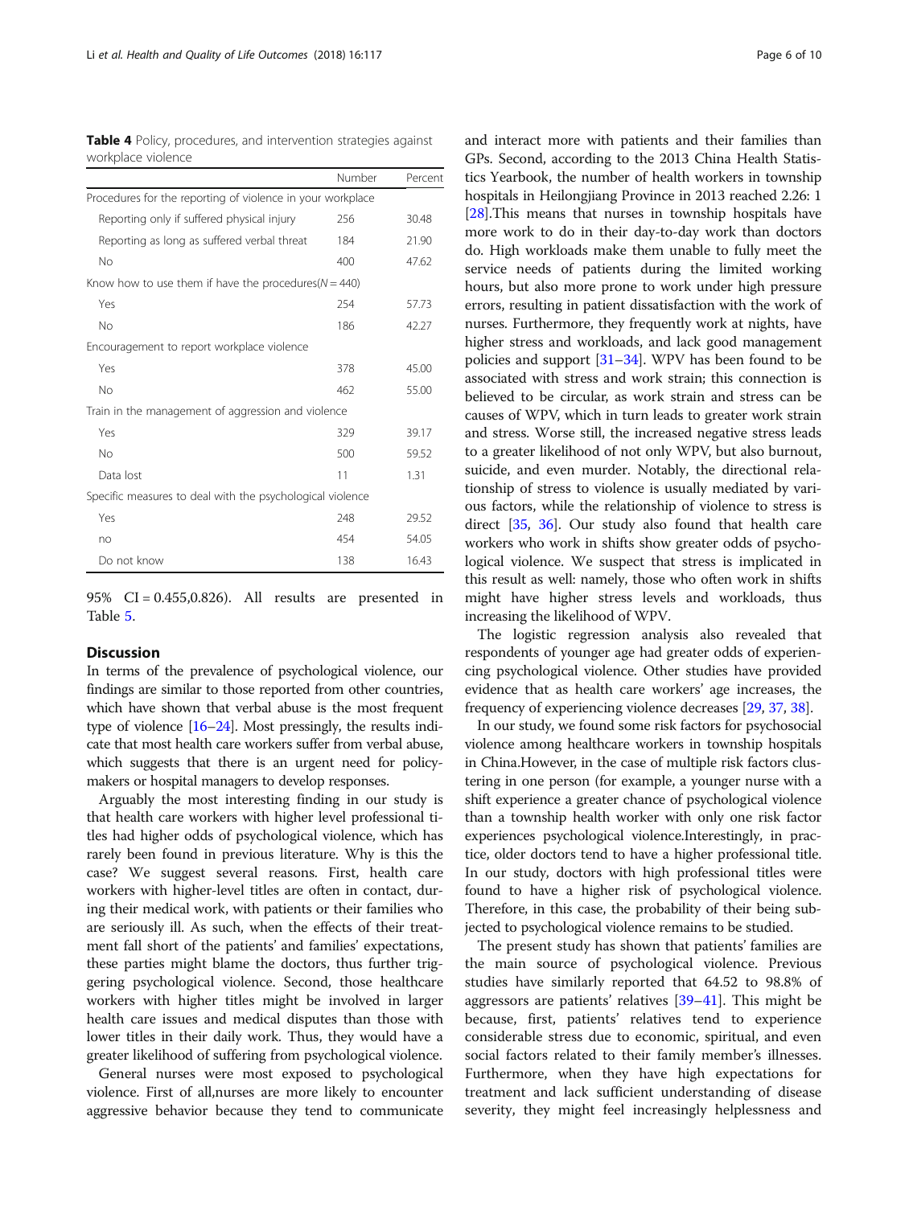**Table 4** Policy, procedures, and intervention strategies against workplace violence

| | Number | Percent |
|---|---|---|
| Procedures for the reporting of violence in your workplace | | |
| Reporting only if suffered physical injury | 256 | 30.48 |
| Reporting as long as suffered verbal threat | 184 | 21.90 |
| No | 400 | 47.62 |
| Know how to use them if have the procedures(N = 440) | | |
| Yes | 254 | 57.73 |
| No | 186 | 42.27 |
| Encouragement to report workplace violence | | |
| Yes | 378 | 45.00 |
| No | 462 | 55.00 |
| Train in the management of aggression and violence | | |
| Yes | 329 | 39.17 |
| No | 500 | 59.52 |
| Data lost | 11 | 1.31 |
| Specific measures to deal with the psychological violence | | |
| Yes | 248 | 29.52 |
| no | 454 | 54.05 |
| Do not know | 138 | 16.43 |

95% CI = 0.455,0.826). All results are presented in Table 5.

## Discussion

In terms of the prevalence of psychological violence, our findings are similar to those reported from other countries, which have shown that verbal abuse is the most frequent type of violence [16–24]. Most pressingly, the results indicate that most health care workers suffer from verbal abuse, which suggests that there is an urgent need for policymakers or hospital managers to develop responses.

Arguably the most interesting finding in our study is that health care workers with higher level professional titles had higher odds of psychological violence, which has rarely been found in previous literature. Why is this the case? We suggest several reasons. First, health care workers with higher-level titles are often in contact, during their medical work, with patients or their families who are seriously ill. As such, when the effects of their treatment fall short of the patients' and families' expectations, these parties might blame the doctors, thus further triggering psychological violence. Second, those healthcare workers with higher titles might be involved in larger health care issues and medical disputes than those with lower titles in their daily work. Thus, they would have a greater likelihood of suffering from psychological violence.

General nurses were most exposed to psychological violence. First of all,nurses are more likely to encounter aggressive behavior because they tend to communicate and interact more with patients and their families than GPs. Second, according to the 2013 China Health Statistics Yearbook, the number of health workers in township hospitals in Heilongjiang Province in 2013 reached 2.26: 1 [28].This means that nurses in township hospitals have more work to do in their day-to-day work than doctors do. High workloads make them unable to fully meet the service needs of patients during the limited working hours, but also more prone to work under high pressure errors, resulting in patient dissatisfaction with the work of nurses. Furthermore, they frequently work at nights, have higher stress and workloads, and lack good management policies and support [31–34]. WPV has been found to be associated with stress and work strain; this connection is believed to be circular, as work strain and stress can be causes of WPV, which in turn leads to greater work strain and stress. Worse still, the increased negative stress leads to a greater likelihood of not only WPV, but also burnout, suicide, and even murder. Notably, the directional relationship of stress to violence is usually mediated by various factors, while the relationship of violence to stress is direct [35, 36]. Our study also found that health care workers who work in shifts show greater odds of psychological violence. We suspect that stress is implicated in this result as well: namely, those who often work in shifts might have higher stress levels and workloads, thus increasing the likelihood of WPV.

The logistic regression analysis also revealed that respondents of younger age had greater odds of experiencing psychological violence. Other studies have provided evidence that as health care workers' age increases, the frequency of experiencing violence decreases [29, 37, 38].

In our study, we found some risk factors for psychosocial violence among healthcare workers in township hospitals in China.However, in the case of multiple risk factors clustering in one person (for example, a younger nurse with a shift experience a greater chance of psychological violence than a township health worker with only one risk factor experiences psychological violence.Interestingly, in practice, older doctors tend to have a higher professional title. In our study, doctors with high professional titles were found to have a higher risk of psychological violence. Therefore, in this case, the probability of their being subjected to psychological violence remains to be studied.

The present study has shown that patients' families are the main source of psychological violence. Previous studies have similarly reported that 64.52 to 98.8% of aggressors are patients' relatives [39–41]. This might be because, first, patients' relatives tend to experience considerable stress due to economic, spiritual, and even social factors related to their family member's illnesses. Furthermore, when they have high expectations for treatment and lack sufficient understanding of disease severity, they might feel increasingly helplessness and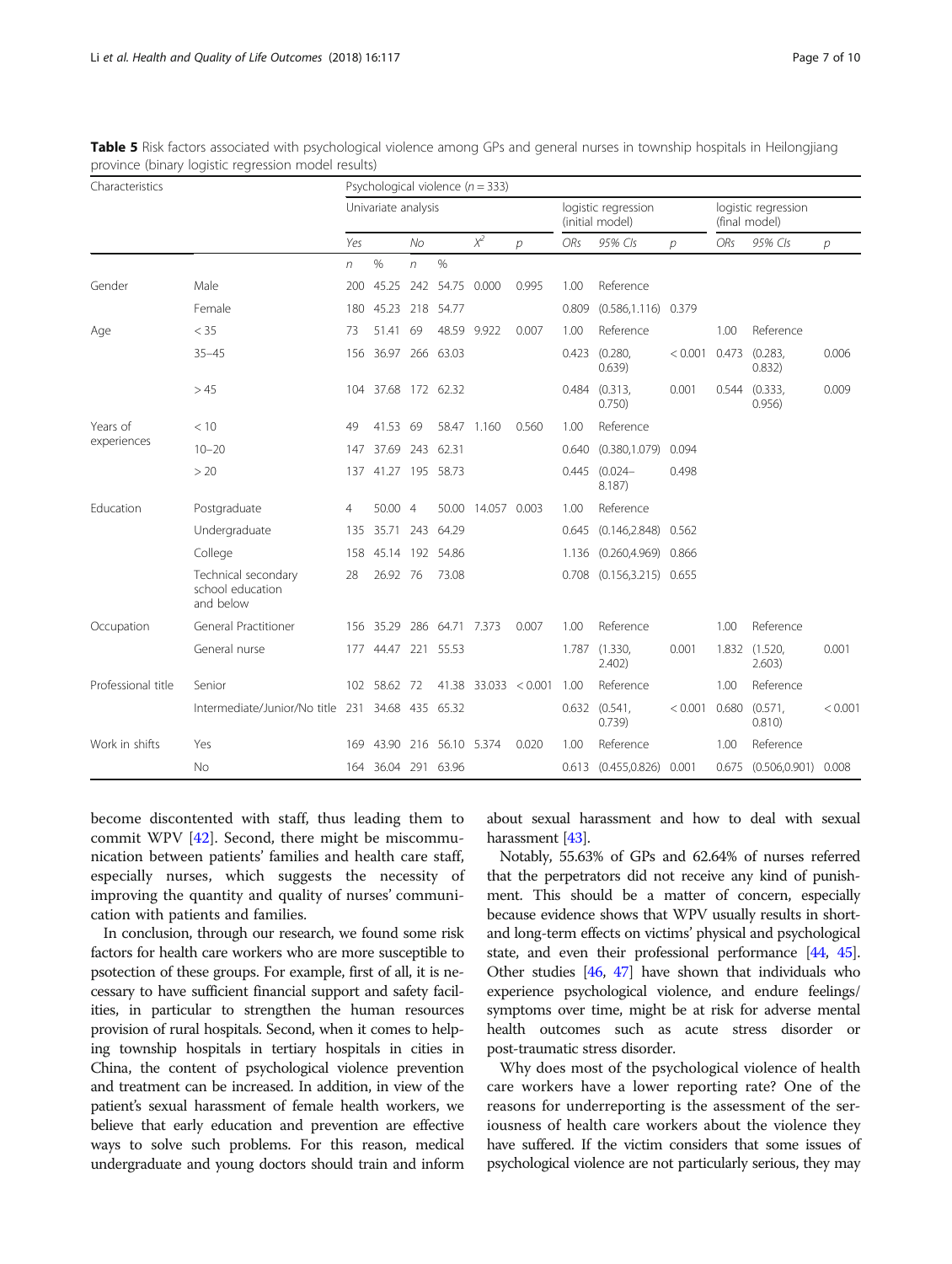**Table 5** Risk factors associated with psychological violence among GPs and general nurses in township hospitals in Heilongjiang province (binary logistic regression model results)

| Characteristics | | Psychological violence ($n = 333$) | | | | | | | | | | | |
|---|---|---|---|---|---|---|---|---|---|---|---|---|---|
| | | Univariate analysis | | | | | | logistic regression (initial model) | | | logistic regression (final model) | | |
| | | Yes | | No | | $X^2$ | $p$ | ORs | 95% CIs | $p$ | ORs | 95% CIs | $p$ |
| | | $n$ | % | $n$ | % | | | | | | | | |
| Gender | Male | 200 | 45.25 | 242 | 54.75 | 0.000 | 0.995 | 1.00 | Reference | | | | |
| | Female | 180 | 45.23 | 218 | 54.77 | | | 0.809 | (0.586,1.116) | 0.379 | | | |
| Age | < 35 | 73 | 51.41 | 69 | 48.59 | 9.922 | 0.007 | 1.00 | Reference | | 1.00 | Reference | |
| | 35–45 | 156 | 36.97 | 266 | 63.03 | | | 0.423 | (0.280, 0.639) | < 0.001 | 0.473 | (0.283, 0.832) | 0.006 |
| | > 45 | 104 | 37.68 | 172 | 62.32 | | | 0.484 | (0.313, 0.750) | 0.001 | 0.544 | (0.333, 0.956) | 0.009 |
| Years of experiences | < 10 | 49 | 41.53 | 69 | 58.47 | 1.160 | 0.560 | 1.00 | Reference | | | | |
| | 10–20 | 147 | 37.69 | 243 | 62.31 | | | 0.640 | (0.380,1.079) | 0.094 | | | |
| | > 20 | 137 | 41.27 | 195 | 58.73 | | | 0.445 | (0.024–8.187) | 0.498 | | | |
| Education | Postgraduate | 4 | 50.00 | 4 | 50.00 | 14.057 | 0.003 | 1.00 | Reference | | | | |
| | Undergraduate | 135 | 35.71 | 243 | 64.29 | | | 0.645 | (0.146,2.848) | 0.562 | | | |
| | College | 158 | 45.14 | 192 | 54.86 | | | 1.136 | (0.260,4.969) | 0.866 | | | |
| | Technical secondary school education and below | 28 | 26.92 | 76 | 73.08 | | | 0.708 | (0.156,3.215) | 0.655 | | | |
| Occupation | General Practitioner | 156 | 35.29 | 286 | 64.71 | 7.373 | 0.007 | 1.00 | Reference | | 1.00 | Reference | |
| | General nurse | 177 | 44.47 | 221 | 55.53 | | | 1.787 | (1.330, 2.402) | 0.001 | 1.832 | (1.520, 2.603) | 0.001 |
| Professional title | Senior | 102 | 58.62 | 72 | 41.38 | 33.033 | < 0.001 | 1.00 | Reference | | 1.00 | Reference | |
| | Intermediate/Junior/No title | 231 | 34.68 | 435 | 65.32 | | | 0.632 | (0.541, 0.739) | < 0.001 | 0.680 | (0.571, 0.810) | < 0.001 |
| Work in shifts | Yes | 169 | 43.90 | 216 | 56.10 | 5.374 | 0.020 | 1.00 | Reference | | 1.00 | Reference | |
| | No | 164 | 36.04 | 291 | 63.96 | | | 0.613 | (0.455,0.826) | 0.001 | 0.675 | (0.506,0.901) | 0.008 |

become discontented with staff, thus leading them to commit WPV [42]. Second, there might be miscommunication between patients' families and health care staff, especially nurses, which suggests the necessity of improving the quantity and quality of nurses' communication with patients and families.

In conclusion, through our research, we found some risk factors for health care workers who are more susceptible to psotection of these groups. For example, first of all, it is necessary to have sufficient financial support and safety facilities, in particular to strengthen the human resources provision of rural hospitals. Second, when it comes to helping township hospitals in tertiary hospitals in cities in China, the content of psychological violence prevention and treatment can be increased. In addition, in view of the patient's sexual harassment of female health workers, we believe that early education and prevention are effective ways to solve such problems. For this reason, medical undergraduate and young doctors should train and inform about sexual harassment and how to deal with sexual harassment [43].

Notably, 55.63% of GPs and 62.64% of nurses referred that the perpetrators did not receive any kind of punishment. This should be a matter of concern, especially because evidence shows that WPV usually results in short- and long-term effects on victims' physical and psychological state, and even their professional performance [44, 45]. Other studies [46, 47] have shown that individuals who experience psychological violence, and endure feelings/symptoms over time, might be at risk for adverse mental health outcomes such as acute stress disorder or post-traumatic stress disorder.

Why does most of the psychological violence of health care workers have a lower reporting rate? One of the reasons for underreporting is the assessment of the seriousness of health care workers about the violence they have suffered. If the victim considers that some issues of psychological violence are not particularly serious, they may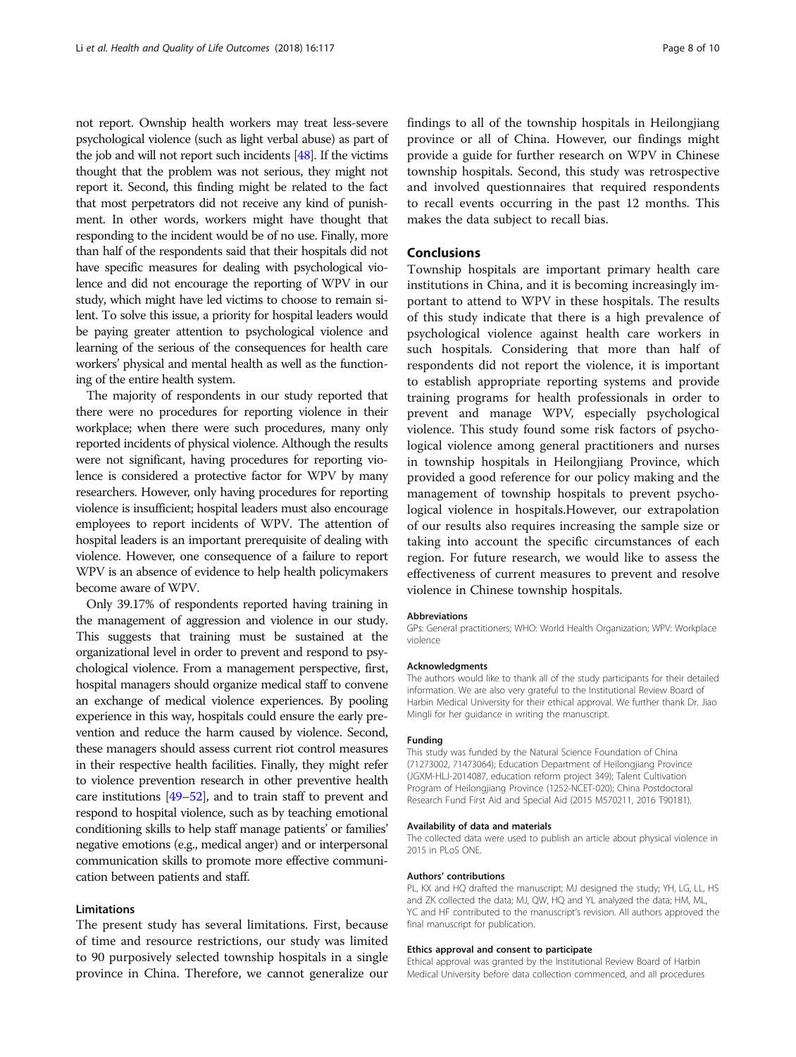not report. Ownship health workers may treat less-severe psychological violence (such as light verbal abuse) as part of the job and will not report such incidents [48]. If the victims thought that the problem was not serious, they might not report it. Second, this finding might be related to the fact that most perpetrators did not receive any kind of punishment. In other words, workers might have thought that responding to the incident would be of no use. Finally, more than half of the respondents said that their hospitals did not have specific measures for dealing with psychological violence and did not encourage the reporting of WPV in our study, which might have led victims to choose to remain silent. To solve this issue, a priority for hospital leaders would be paying greater attention to psychological violence and learning of the serious of the consequences for health care workers' physical and mental health as well as the functioning of the entire health system.

The majority of respondents in our study reported that there were no procedures for reporting violence in their workplace; when there were such procedures, many only reported incidents of physical violence. Although the results were not significant, having procedures for reporting violence is considered a protective factor for WPV by many researchers. However, only having procedures for reporting violence is insufficient; hospital leaders must also encourage employees to report incidents of WPV. The attention of hospital leaders is an important prerequisite of dealing with violence. However, one consequence of a failure to report WPV is an absence of evidence to help health policymakers become aware of WPV.

Only 39.17% of respondents reported having training in the management of aggression and violence in our study. This suggests that training must be sustained at the organizational level in order to prevent and respond to psychological violence. From a management perspective, first, hospital managers should organize medical staff to convene an exchange of medical violence experiences. By pooling experience in this way, hospitals could ensure the early prevention and reduce the harm caused by violence. Second, these managers should assess current riot control measures in their respective health facilities. Finally, they might refer to violence prevention research in other preventive health care institutions [49–52], and to train staff to prevent and respond to hospital violence, such as by teaching emotional conditioning skills to help staff manage patients' or families' negative emotions (e.g., medical anger) and or interpersonal communication skills to promote more effective communication between patients and staff.

## Limitations

The present study has several limitations. First, because of time and resource restrictions, our study was limited to 90 purposively selected township hospitals in a single province in China. Therefore, we cannot generalize our findings to all of the township hospitals in Heilongjiang province or all of China. However, our findings might provide a guide for further research on WPV in Chinese township hospitals. Second, this study was retrospective and involved questionnaires that required respondents to recall events occurring in the past 12 months. This makes the data subject to recall bias.

## Conclusions

Township hospitals are important primary health care institutions in China, and it is becoming increasingly important to attend to WPV in these hospitals. The results of this study indicate that there is a high prevalence of psychological violence against health care workers in such hospitals. Considering that more than half of respondents did not report the violence, it is important to establish appropriate reporting systems and provide training programs for health professionals in order to prevent and manage WPV, especially psychological violence. This study found some risk factors of psychological violence among general practitioners and nurses in township hospitals in Heilongjiang Province, which provided a good reference for our policy making and the management of township hospitals to prevent psychological violence in hospitals.However, our extrapolation of our results also requires increasing the sample size or taking into account the specific circumstances of each region. For future research, we would like to assess the effectiveness of current measures to prevent and resolve violence in Chinese township hospitals.

#### Abbreviations

GPs: General practitioners; WHO: World Health Organization; WPV: Workplace violence

#### Acknowledgments

The authors would like to thank all of the study participants for their detailed information. We are also very grateful to the Institutional Review Board of Harbin Medical University for their ethical approval. We further thank Dr. Jiao Mingli for her guidance in writing the manuscript.

#### Funding

This study was funded by the Natural Science Foundation of China (71273002, 71473064); Education Department of Heilongjiang Province (JGXM-HLJ-2014087, education reform project 349); Talent Cultivation Program of Heilongjiang Province (1252-NCET-020); China Postdoctoral Research Fund First Aid and Special Aid (2015 M570211, 2016 T90181).

#### Availability of data and materials

The collected data were used to publish an article about physical violence in 2015 in PLoS ONE.

#### Authors' contributions

PL, KX and HQ drafted the manuscript; MJ designed the study; YH, LG, LL, HS and ZK collected the data; MJ, QW, HQ and YL analyzed the data; HM, ML, YC and HF contributed to the manuscript's revision. All authors approved the final manuscript for publication.

#### Ethics approval and consent to participate

Ethical approval was granted by the Institutional Review Board of Harbin Medical University before data collection commenced, and all procedures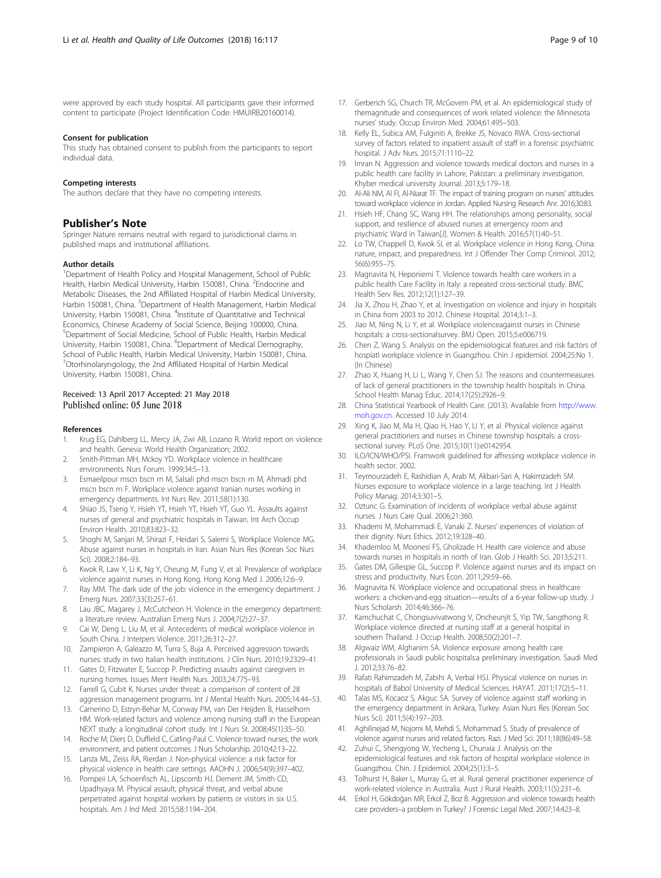were approved by each study hospital. All participants gave their informed content to participate (Project Identification Code: HMUIRB20160014).

### Consent for publication

This study has obtained consent to publish from the participants to report individual data.

### Competing interests

The authors declare that they have no competing interests.

## Publisher's Note

Springer Nature remains neutral with regard to jurisdictional claims in published maps and institutional affiliations.

### Author details

[1]Department of Health Policy and Hospital Management, School of Public Health, Harbin Medical University, Harbin 150081, China. [2]Endocrine and Metabolic Diseases, the 2nd Affiliated Hospital of Harbin Medical University, Harbin 150081, China. [3]Department of Health Management, Harbin Medical University, Harbin 150081, China. [4]Institute of Quantitative and Technical Economics, Chinese Academy of Social Science, Beijing 100000, China. [5]Department of Social Medicine, School of Public Health, Harbin Medical University, Harbin 150081, China. [6]Department of Medical Demography, School of Public Health, Harbin Medical University, Harbin 150081, China. [7]Otorhinolaryngology, the 2nd Affiliated Hospital of Harbin Medical University, Harbin 150081, China.

Received: 13 April 2017 Accepted: 21 May 2018
Published online: 05 June 2018

### References

1. Krug EG, Dahlberg LL, Mercy JA, Zwi AB, Lozano R. World report on violence and health. Geneva: World Health Organization; 2002.
2. Smith-Pittman MH, Mckoy YD. Workplace violence in healthcare environments. Nurs Forum. 1999;34:5–13.
3. Esmaeilpour mscn bscn rn M, Salsali phd mscn bscn rn M, Ahmadi phd mscn bscn rn F. Workplace violence against Iranian nurses working in emergency departments. Int Nurs Rev. 2011;58(1):130.
4. Shiao JS, Tseng Y, Hsieh YT, Hsieh YT, Hsieh YT, Guo YL. Assaults against nurses of general and psychiatric hospitals in Taiwan. Int Arch Occup Environ Health. 2010;83:823–32.
5. Shoghi M, Sanjari M, Shirazi F, Heidari S, Salemi S, Workplace Violence MG. Abuse against nurses in hospitals in Iran. Asian Nurs Res (Korean Soc Nurs Sci). 2008;2:184–93.
6. Kwok R, Law Y, Li K, Ng Y, Cheung M, Fung V, et al. Prevalence of workplace violence against nurses in Hong Kong. Hong Kong Med J. 2006;12:6–9.
7. Ray MM. The dark side of the job: violence in the emergency department. J Emerg Nurs. 2007;33(3):257–61.
8. Lau JBC, Magarey J, McCutcheon H. Violence in the emergency department: a literature review. Australian Emerg Nurs J. 2004;7(2):27–37.
9. Cai W, Deng L, Liu M, et al. Antecedents of medical workplace violence in South China. J Interpers Violence. 2011;26:312–27.
10. Zampieron A, Galeazzo M, Turra S, Buja A. Perceived aggression towards nurses: study in two Italian health institutions. J Clin Nurs. 2010;19:2329–41.
11. Gates D, Fitzwater E, Succop P. Predicting assaults against caregivers in nursing homes. Issues Ment Health Nurs. 2003;24:775–93.
12. Farrell G, Cubit K. Nurses under threat: a comparison of content of 28 aggression management programs. Int J Mental Health Nurs. 2005;14:44–53.
13. Camerino D, Estryn-Behar M, Conway PM, van Der Heijden B, Hasselhorn HM. Work-related factors and violence among nursing staff in the European NEXT study: a longitudinal cohort study. Int J Nurs St. 2008;45(1):35–50.
14. Roche M, Diers D, Duffield C, Catling-Paul C. Violence toward nurses, the work environment, and patient outcomes. J Nurs Scholarship. 2010;42:13–22.
15. Lanza ML, Zeiss RA, Rierdan J. Non-physical violence: a risk factor for physical violence in health care settings. AAOHN J. 2006;54(9):397–402.
16. Pompeii LA, Schoenfisch AL, Lipscomb HJ, Dement JM, Smith CD, Upadhyaya M. Physical assault, physical threat, and verbal abuse perpetrated against hospital workers by patients or visitors in six U.S. hospitals. Am J Ind Med. 2015;58:1194–204.
17. Gerberich SG, Church TR, McGovern PM, et al. An epidemiological study of themagnitude and consequences of work related violence: the Minnesota nurses' study. Occup Environ Med. 2004;61:495–503.
18. Kelly EL, Subica AM, Fulginiti A, Brekke JS, Novaco RWA. Cross-sectional survey of factors related to inpatient assault of staff in a forensic psychiatric hospital. J Adv Nurs. 2015;71:1110–22.
19. Imran N. Aggression and violence towards medical doctors and nurses in a public health care facility in Lahore, Pakistan: a preliminary investigation. Khyber medical university Journal. 2013;5:179–18.
20. Al-Ali NM, Al FI, Al-Niarat TF. The impact of training program on nurses' attitudes toward workplace violence in Jordan. Applied Nursing Research Anr. 2016;30:83.
21. Hsieh HF, Chang SC, Wang HH. The relationships among personality, social support, and resilience of abused nurses at emergency room and psychiatric Ward in Taiwan[J]. Women & Health. 2016;57(1):40–51.
22. Lo TW, Chappell D, Kwok SI, et al. Workplace violence in Hong Kong, China: nature, impact, and preparedness. Int J Offender Ther Comp Criminol. 2012; 56(6):955–75.
23. Magnavita N, Heponiemi T. Violence towards health care workers in a public health Care Facility in Italy: a repeated cross-sectional study. BMC Health Serv Res. 2012;12(1):127–39.
24. Jia X, Zhou H, Zhao Y, et al. Investigation on violence and injury in hospitals in China from 2003 to 2012. Chinese Hospital. 2014;3:1–3.
25. Jiao M, Ning N, Li Y, et al. Workplace violenceagainst nurses in Chinese hospitals: a cross-sectionalsurvey. BMJ Open. 2015;5:e006719.
26. Chen Z, Wang S. Analysis on the epidemiological features and risk factors of hospiatl workplace violence in Guangzhou. Chin J epidemiol. 2004;25:No 1. (In Chinese)
27. Zhao X, Huang H, Li L, Wang Y, Chen SJ. The reasons and countermeasures of lack of general practitioners in the township health hospitals in China. School Health Manag Educ. 2014;17(25):2926–9.
28. China Statistical Yearbook of Health Care. (2013). Available from http://www.moh.gov.cn. Accessed 10 July 2014.
29. Xing K, Jiao M, Ma H, Qiao H, Hao Y, Li Y, et al. Physical violence against general practitioners and nurses in Chinese township hospitals: a cross-sectional survey. PLoS One. 2015;10(11):e0142954.
30. ILO/ICN/WHO/PSI. Framwork guidelined for affressing workplace violence in health sector. 2002.
31. Teymourzadeh E, Rashidian A, Arab M, Akbari-Sari A, Hakimzadeh SM. Nurses exposure to workplace violence in a large teaching. Int J Health Policy Manag. 2014;3:301–5.
32. Oztunc G. Examination of incidents of workplace verbal abuse against nurses. J Nurs Care Qual. 2006;21:360.
33. Khademi M, Mohammadi E, Vanaki Z. Nurses' experiences of violation of their dignity. Nurs Ethics. 2012;19:328–40.
34. Khademloo M, Moonesi FS, Gholizade H. Health care violence and abuse towards nurses in hospitals in north of Iran. Glob J Health Sci. 2013;5:211.
35. Gates DM, Gillespie GL, Succop P. Violence against nurses and its impact on stress and productivity. Nurs Econ. 2011;29:59–66.
36. Magnavita N. Workplace violence and occupational stress in healthcare workers: a chicken-and-egg situation—results of a 6-year follow-up study. J Nurs Scholarsh. 2014;46:366–76.
37. Kamchuchat C, Chongsuvivatwong V, Oncheunjit S, Yip TW, Sangthong R. Workplace violence directed at nursing staff at a general hospital in southern Thailand. J Occup Health. 2008;50(2):201–7.
38. Algwaiz WM, Alghanim SA. Violence exposure among health care professionals in Saudi public hospitals:a preliminary investigation. Saudi Med J. 2012;33:76–82.
39. Rafati Rahimzadeh M, Zabihi A, Verbal HSJ. Physical violence on nurses in hospitals of Babol University of Medical Sciences. HAYAT. 2011;17(2):5–11.
40. Talas MS, Kocaoz S, Akguc SA. Survey of violence against staff working in the emergency department in Ankara, Turkey. Asian Nurs Res (Korean Soc Nurs Sci). 2011;5(4):197–203.
41. Aghilinejad M, Nojomi M, Mehdi S, Mohammad S. Study of prevalence of violence against nurses and related factors. Razi. J Med Sci. 2011;18(86):49–58.
42. Zuhui C, Shengyong W, Yecheng L, Chunxia J. Analysis on the epidemiological features and risk factors of hospital workplace violence in Guangzhou. Chin. J Epidemiol. 2004;25(1):3–5.
43. Tolhurst H, Baker L, Murray G, et al. Rural general practitioner experience of work-related violence in Australia. Aust J Rural Health. 2003;11(5):231–6.
44. Erkol H, Gökdoğan MR, Erkol Z, Boz B. Aggression and violence towards health care providers–a problem in Turkey? J Forensic Legal Med. 2007;14:423–8.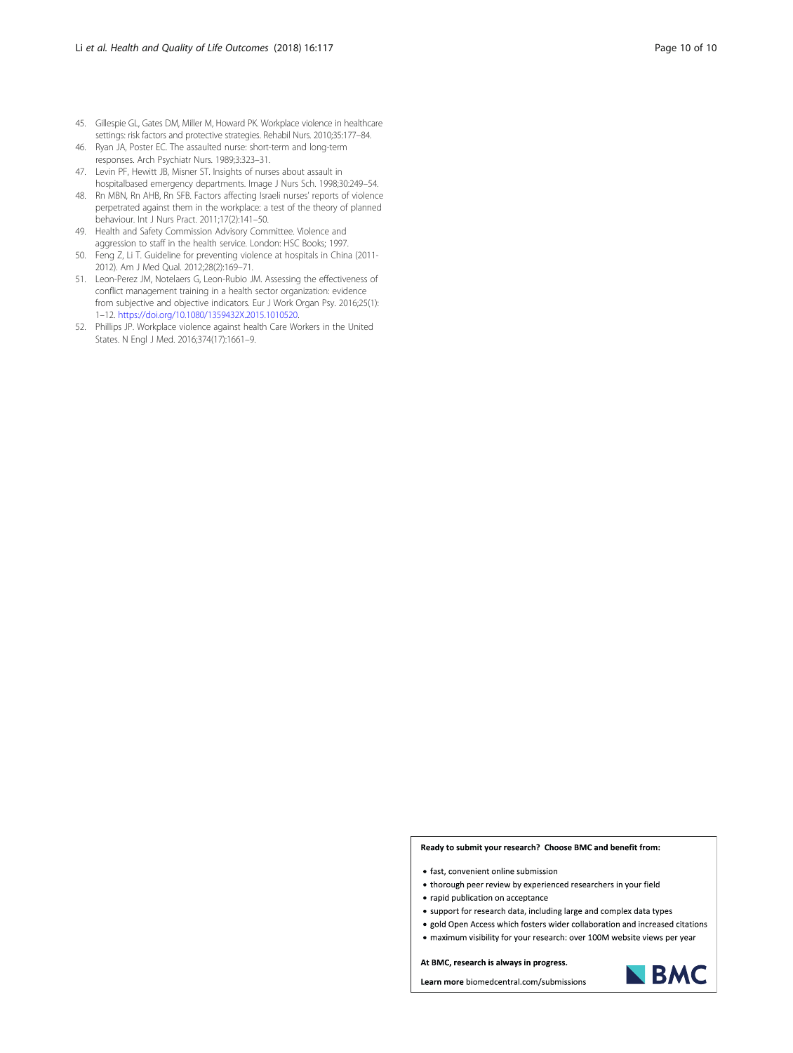45. Gillespie GL, Gates DM, Miller M, Howard PK. Workplace violence in healthcare settings: risk factors and protective strategies. Rehabil Nurs. 2010;35:177–84.
46. Ryan JA, Poster EC. The assaulted nurse: short-term and long-term responses. Arch Psychiatr Nurs. 1989;3:323–31.
47. Levin PF, Hewitt JB, Misner ST. Insights of nurses about assault in hospitalbased emergency departments. Image J Nurs Sch. 1998;30:249–54.
48. Rn MBN, Rn AHB, Rn SFB. Factors affecting Israeli nurses' reports of violence perpetrated against them in the workplace: a test of the theory of planned behaviour. Int J Nurs Pract. 2011;17(2):141–50.
49. Health and Safety Commission Advisory Committee. Violence and aggression to staff in the health service. London: HSC Books; 1997.
50. Feng Z, Li T. Guideline for preventing violence at hospitals in China (2011-2012). Am J Med Qual. 2012;28(2):169–71.
51. Leon-Perez JM, Notelaers G, Leon-Rubio JM. Assessing the effectiveness of conflict management training in a health sector organization: evidence from subjective and objective indicators. Eur J Work Organ Psy. 2016;25(1): 1–12. https://doi.org/10.1080/1359432X.2015.1010520.
52. Phillips JP. Workplace violence against health Care Workers in the United States. N Engl J Med. 2016;374(17):1661–9.

**Ready to submit your research? Choose BMC and benefit from:**

- fast, convenient online submission
- thorough peer review by experienced researchers in your field
- rapid publication on acceptance
- support for research data, including large and complex data types
- gold Open Access which fosters wider collaboration and increased citations
- maximum visibility for your research: over 100M website views per year

**At BMC, research is always in progress.**

**Learn more** biomedcentral.com/submissions

BMC